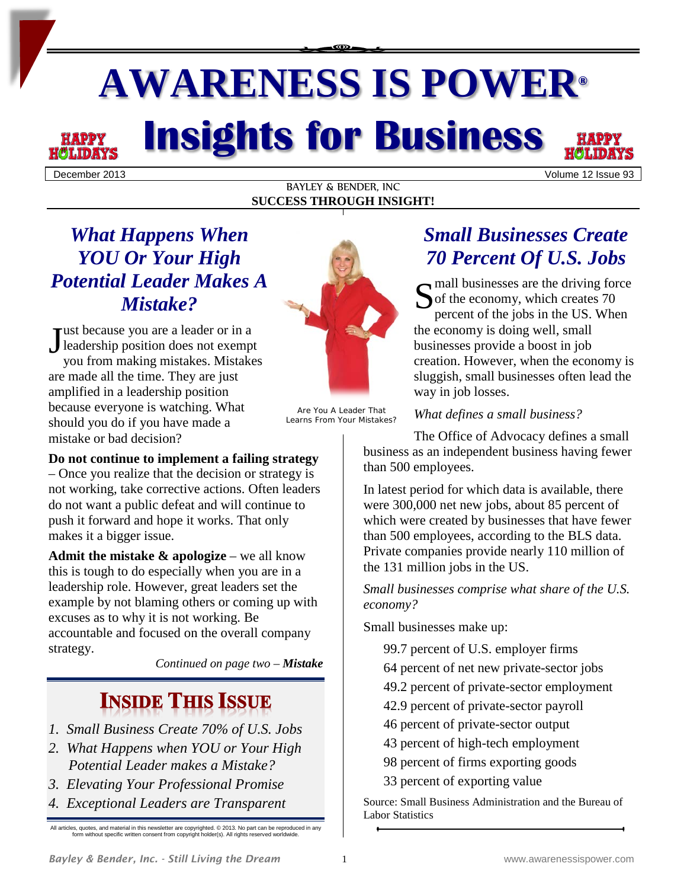# AWARENESS IS POWER®

# Insights for Business

HAPPY HOLIDAYS

December 2013 — Volume 12 Issue 93

BAYLEY & BENDER, INC

**SUCCESS THROUGH INSIGHT!**

## *What Happens When YOU Or Your High Potential Leader Makes A Mistake?*

Just because you are a leader or in a leadership position does not exempt you from making mistakes. Mistakes are made all the time. They are just amplified in a leadership position because everyone is watching. What should you do if you have made a mistake or bad decision?

**Do not continue to implement a failing strategy** – Once you realize that the decision or strategy is not working, take corrective actions. Often leaders do not want a public defeat and will continue to push it forward and hope it works. That only makes it a bigger issue.

**Admit the mistake & apologize** – we all know this is tough to do especially when you are in a leadership role. However, great leaders set the example by not blaming others or coming up with excuses as to why it is not working. Be accountable and focused on the overall company strategy.

*Continued on page two –* ***Mistake***

Are You A Leader That Learns From Your Mistakes?

## INSIDE THIS ISSUE

1. *Small Business Create 70% of U.S. Jobs*
2. *What Happens when YOU or Your High Potential Leader makes a Mistake?*
3. *Elevating Your Professional Promise*
4. *Exceptional Leaders are Transparent*

All articles, quotes, and material in this newsletter are copyrighted. © 2013. No part can be reproduced in any form without specific written consent from copyright holder(s). All rights reserved worldwide.

## *Small Businesses Create 70 Percent Of U.S. Jobs*

Small businesses are the driving force of the economy, which creates 70 percent of the jobs in the US. When the economy is doing well, small businesses provide a boost in job creation. However, when the economy is sluggish, small businesses often lead the way in job losses.

*What defines a small business?*

The Office of Advocacy defines a small business as an independent business having fewer than 500 employees.

In latest period for which data is available, there were 300,000 net new jobs, about 85 percent of which were created by businesses that have fewer than 500 employees, according to the BLS data. Private companies provide nearly 110 million of the 131 million jobs in the US.

*Small businesses comprise what share of the U.S. economy?*

Small businesses make up:

- 99.7 percent of U.S. employer firms
- 64 percent of net new private-sector jobs
- 49.2 percent of private-sector employment
- 42.9 percent of private-sector payroll
- 46 percent of private-sector output
- 43 percent of high-tech employment
- 98 percent of firms exporting goods
- 33 percent of exporting value

Source: Small Business Administration and the Bureau of Labor Statistics

*Bayley & Bender, Inc. - Still Living the Dream* — www.awarenessispower.com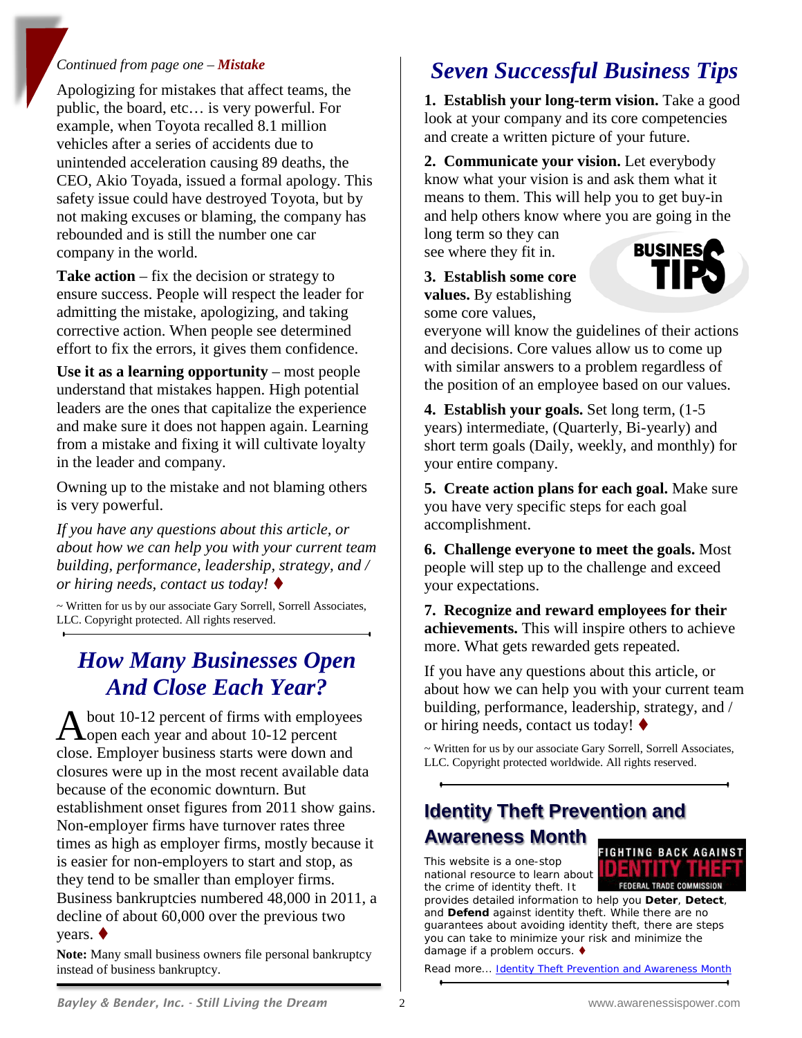*Continued from page one – **Mistake***

Apologizing for mistakes that affect teams, the public, the board, etc… is very powerful. For example, when Toyota recalled 8.1 million vehicles after a series of accidents due to unintended acceleration causing 89 deaths, the CEO, Akio Toyada, issued a formal apology. This safety issue could have destroyed Toyota, but by not making excuses or blaming, the company has rebounded and is still the number one car company in the world.

**Take action** – fix the decision or strategy to ensure success. People will respect the leader for admitting the mistake, apologizing, and taking corrective action. When people see determined effort to fix the errors, it gives them confidence.

**Use it as a learning opportunity** – most people understand that mistakes happen. High potential leaders are the ones that capitalize the experience and make sure it does not happen again. Learning from a mistake and fixing it will cultivate loyalty in the leader and company.

Owning up to the mistake and not blaming others is very powerful.

*If you have any questions about this article, or about how we can help you with your current team building, performance, leadership, strategy, and / or hiring needs, contact us today!* ♦

~ Written for us by our associate Gary Sorrell, Sorrell Associates, LLC. Copyright protected. All rights reserved.

## How Many Businesses Open And Close Each Year?

About 10-12 percent of firms with employees open each year and about 10-12 percent close. Employer business starts were down and closures were up in the most recent available data because of the economic downturn. But establishment onset figures from 2011 show gains. Non-employer firms have turnover rates three times as high as employer firms, mostly because it is easier for non-employers to start and stop, as they tend to be smaller than employer firms. Business bankruptcies numbered 48,000 in 2011, a decline of about 60,000 over the previous two years. ♦

**Note:** Many small business owners file personal bankruptcy instead of business bankruptcy.

## Seven Successful Business Tips

**1. Establish your long-term vision.** Take a good look at your company and its core competencies and create a written picture of your future.

**2. Communicate your vision.** Let everybody know what your vision is and ask them what it means to them. This will help you to get buy-in and help others know where you are going in the long term so they can see where they fit in.

**3. Establish some core values.** By establishing some core values, everyone will know the guidelines of their actions and decisions. Core values allow us to come up with similar answers to a problem regardless of the position of an employee based on our values.

**4. Establish your goals.** Set long term, (1-5 years) intermediate, (Quarterly, Bi-yearly) and short term goals (Daily, weekly, and monthly) for your entire company.

**5. Create action plans for each goal.** Make sure you have very specific steps for each goal accomplishment.

**6. Challenge everyone to meet the goals.** Most people will step up to the challenge and exceed your expectations.

**7. Recognize and reward employees for their achievements.** This will inspire others to achieve more. What gets rewarded gets repeated.

If you have any questions about this article, or about how we can help you with your current team building, performance, leadership, strategy, and / or hiring needs, contact us today! ♦

~ Written for us by our associate Gary Sorrell, Sorrell Associates, LLC. Copyright protected worldwide. All rights reserved.

## Identity Theft Prevention and Awareness Month

This website is a one-stop national resource to learn about the crime of identity theft. It provides detailed information to help you **Deter**, **Detect**, and **Defend** against identity theft. While there are no guarantees about avoiding identity theft, there are steps you can take to minimize your risk and minimize the damage if a problem occurs. ♦

Read more… [Identity Theft Prevention and Awareness Month]()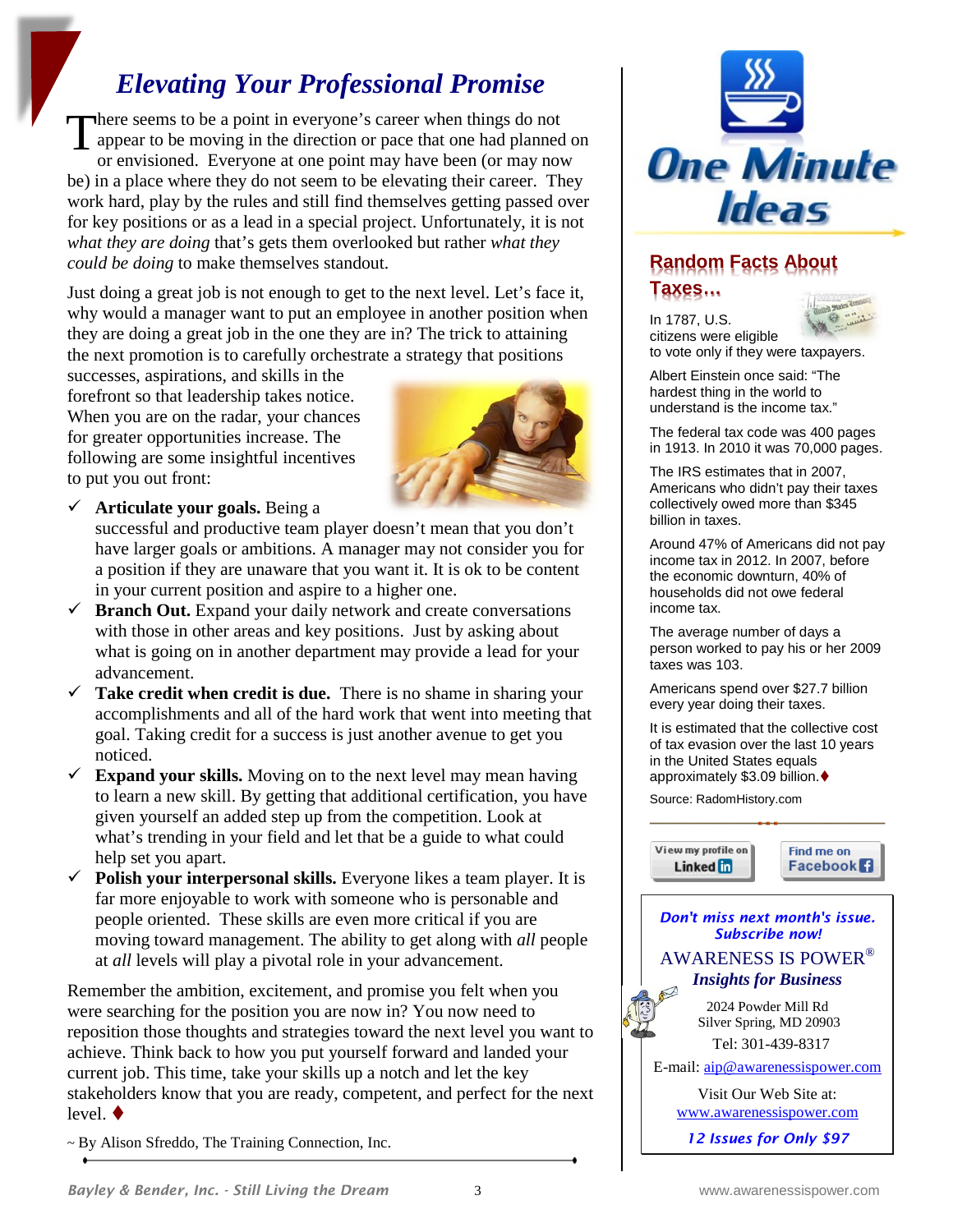# Elevating Your Professional Promise

There seems to be a point in everyone's career when things do not appear to be moving in the direction or pace that one had planned on or envisioned. Everyone at one point may have been (or may now be) in a place where they do not seem to be elevating their career. They work hard, play by the rules and still find themselves getting passed over for key positions or as a lead in a special project. Unfortunately, it is not *what they are doing* that's gets them overlooked but rather *what they could be doing* to make themselves standout.

Just doing a great job is not enough to get to the next level. Let's face it, why would a manager want to put an employee in another position when they are doing a great job in the one they are in? The trick to attaining the next promotion is to carefully orchestrate a strategy that positions successes, aspirations, and skills in the forefront so that leadership takes notice. When you are on the radar, your chances for greater opportunities increase. The following are some insightful incentives to put you out front:

- ✓ **Articulate your goals.** Being a successful and productive team player doesn't mean that you don't have larger goals or ambitions. A manager may not consider you for a position if they are unaware that you want it. It is ok to be content in your current position and aspire to a higher one.
- ✓ **Branch Out.** Expand your daily network and create conversations with those in other areas and key positions. Just by asking about what is going on in another department may provide a lead for your advancement.
- ✓ **Take credit when credit is due.** There is no shame in sharing your accomplishments and all of the hard work that went into meeting that goal. Taking credit for a success is just another avenue to get you noticed.
- ✓ **Expand your skills.** Moving on to the next level may mean having to learn a new skill. By getting that additional certification, you have given yourself an added step up from the competition. Look at what's trending in your field and let that be a guide to what could help set you apart.
- ✓ **Polish your interpersonal skills.** Everyone likes a team player. It is far more enjoyable to work with someone who is personable and people oriented. These skills are even more critical if you are moving toward management. The ability to get along with *all* people at *all* levels will play a pivotal role in your advancement.

Remember the ambition, excitement, and promise you felt when you were searching for the position you are now in? You now need to reposition those thoughts and strategies toward the next level you want to achieve. Think back to how you put yourself forward and landed your current job. This time, take your skills up a notch and let the key stakeholders know that you are ready, competent, and perfect for the next level. ♦

~ By Alison Sfreddo, The Training Connection, Inc.

# One Minute Ideas

## Random Facts About Taxes…

In 1787, U.S. citizens were eligible to vote only if they were taxpayers.

Albert Einstein once said: "The hardest thing in the world to understand is the income tax."

The federal tax code was 400 pages in 1913. In 2010 it was 70,000 pages.

The IRS estimates that in 2007, Americans who didn't pay their taxes collectively owed more than $345 billion in taxes.

Around 47% of Americans did not pay income tax in 2012. In 2007, before the economic downturn, 40% of households did not owe federal income tax.

The average number of days a person worked to pay his or her 2009 taxes was 103.

Americans spend over $27.7 billion every year doing their taxes.

It is estimated that the collective cost of tax evasion over the last 10 years in the United States equals approximately $3.09 billion. ♦

Source: RadomHistory.com

View my profile on LinkedIn | Find me on Facebook

***Don't miss next month's issue. Subscribe now!***

AWARENESS IS POWER®
***Insights for Business***

2024 Powder Mill Rd
Silver Spring, MD 20903
Tel: 301-439-8317
E-mail: aip@awarenessispower.com

Visit Our Web Site at:
www.awarenessispower.com

***12 Issues for Only $97***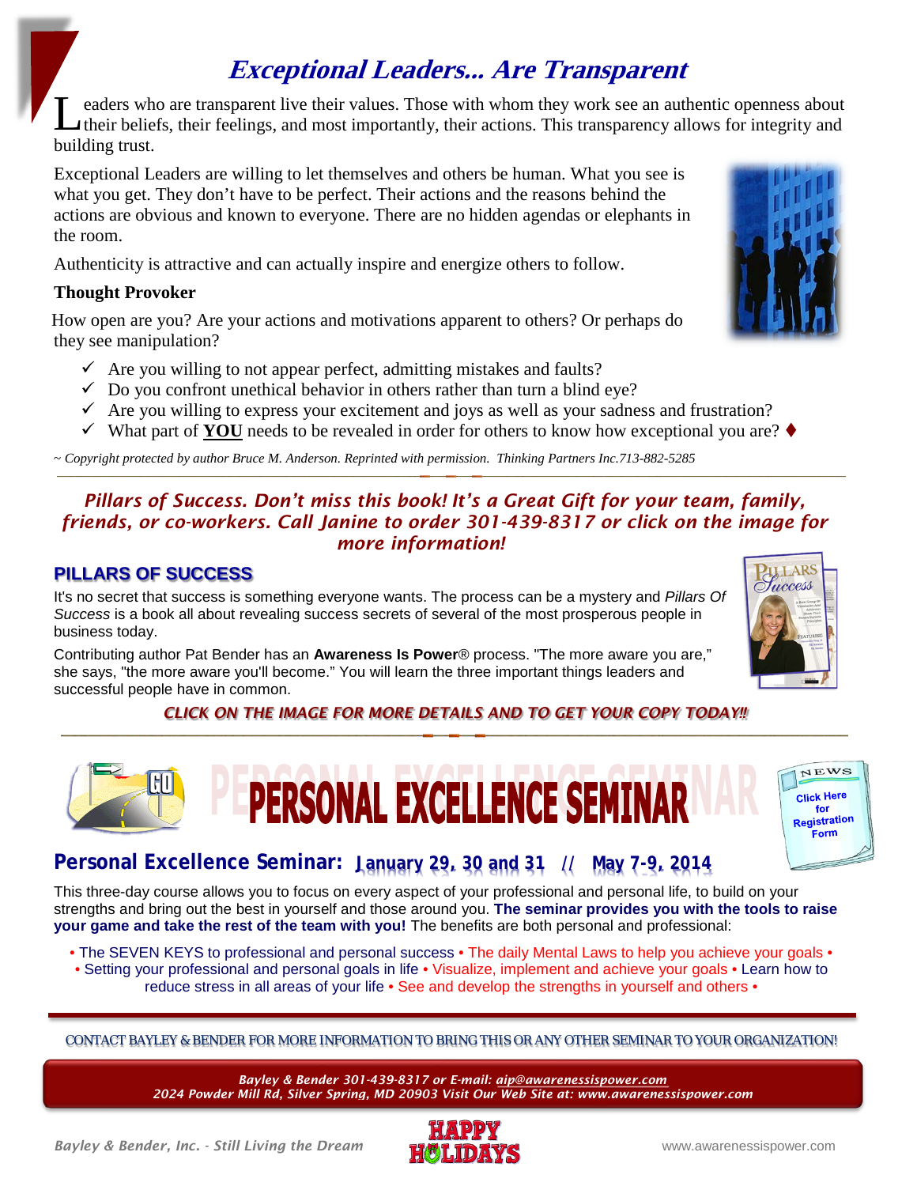# Exceptional Leaders... Are Transparent

Leaders who are transparent live their values. Those with whom they work see an authentic openness about their beliefs, their feelings, and most importantly, their actions. This transparency allows for integrity and building trust.

Exceptional Leaders are willing to let themselves and others be human. What you see is what you get. They don't have to be perfect. Their actions and the reasons behind the actions are obvious and known to everyone. There are no hidden agendas or elephants in the room.

Authenticity is attractive and can actually inspire and energize others to follow.

**Thought Provoker**

How open are you? Are your actions and motivations apparent to others? Or perhaps do they see manipulation?

- ✓ Are you willing to not appear perfect, admitting mistakes and faults?
- ✓ Do you confront unethical behavior in others rather than turn a blind eye?
- ✓ Are you willing to express your excitement and joys as well as your sadness and frustration?
- ✓ What part of **YOU** needs to be revealed in order for others to know how exceptional you are? ♦

*~ Copyright protected by author Bruce M. Anderson. Reprinted with permission. Thinking Partners Inc.713-882-5285*

---

***Pillars of Success. Don't miss this book! It's a Great Gift for your team, family, friends, or co-workers. Call Janine to order 301-439-8317 or click on the image for more information!***

## PILLARS OF SUCCESS

It's no secret that success is something everyone wants. The process can be a mystery and *Pillars Of Success* is a book all about revealing success secrets of several of the most prosperous people in business today.

Contributing author Pat Bender has an **Awareness Is Power**® process. "The more aware you are," she says, "the more aware you'll become." You will learn the three important things leaders and successful people have in common.

***CLICK ON THE IMAGE FOR MORE DETAILS AND TO GET YOUR COPY TODAY!!***

---

# PERSONAL EXCELLENCE SEMINAR

NEWS — Click Here for Registration Form

## Personal Excellence Seminar: January 29, 30 and 31 // May 7-9, 2014

This three-day course allows you to focus on every aspect of your professional and personal life, to build on your strengths and bring out the best in yourself and those around you. **The seminar provides you with the tools to raise your game and take the rest of the team with you!** The benefits are both personal and professional:

• The SEVEN KEYS to professional and personal success • The daily Mental Laws to help you achieve your goals • • Setting your professional and personal goals in life • Visualize, implement and achieve your goals • Learn how to reduce stress in all areas of your life • See and develop the strengths in yourself and others •

---

CONTACT BAYLEY & BENDER FOR MORE INFORMATION TO BRING THIS OR ANY OTHER SEMINAR TO YOUR ORGANIZATION!

*Bayley & Bender 301-439-8317 or E-mail: aip@awarenessispower.com*
*2024 Powder Mill Rd, Silver Spring, MD 20903 Visit Our Web Site at: www.awarenessispower.com*

*Bayley & Bender, Inc. - Still Living the Dream* HAPPY HOLIDAYS www.awarenessispower.com